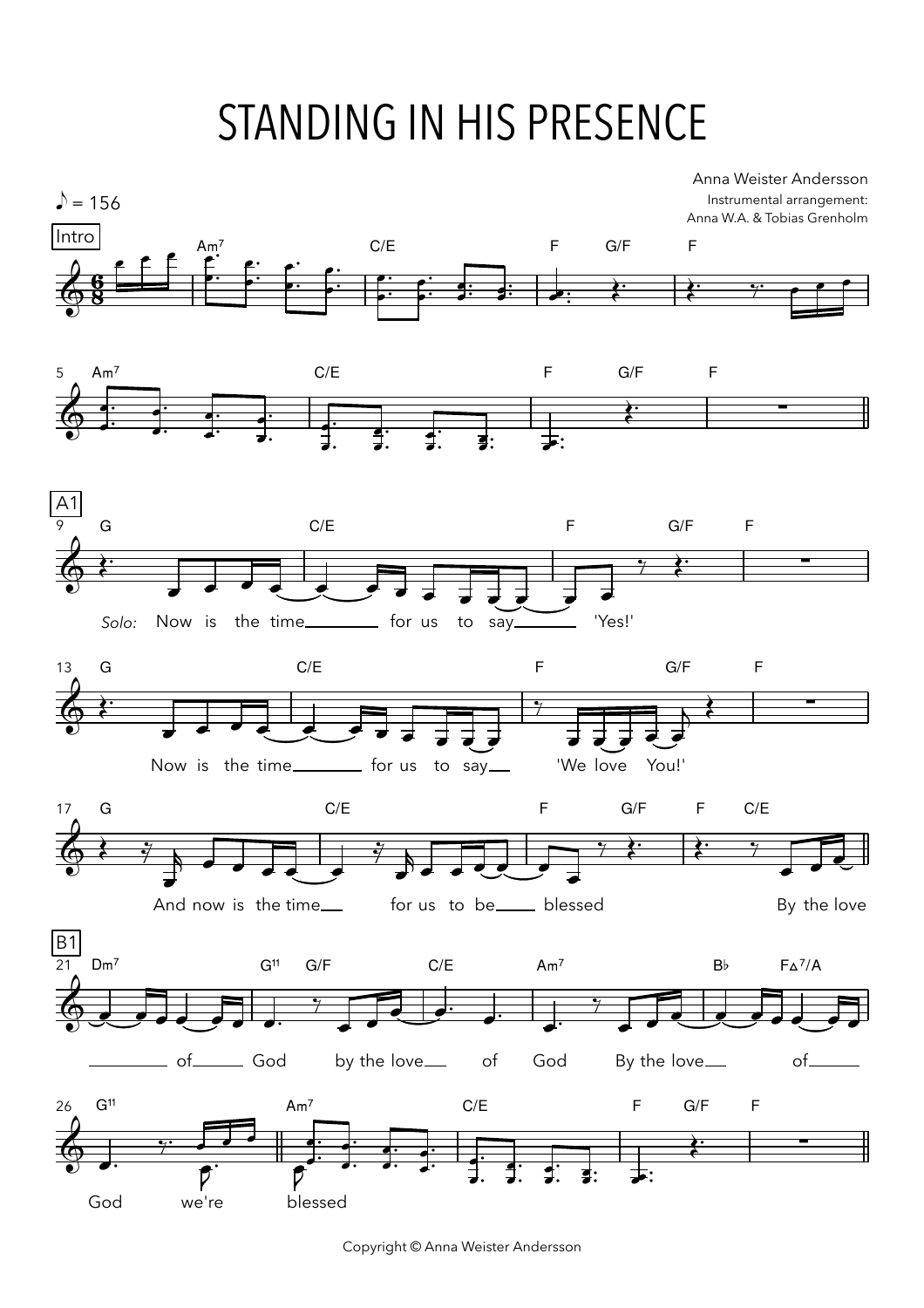# STANDING IN HIS PRESENCE

Anna Weister Andersson

Instrumental arrangement:
Anna W.A. & Tobias Grenholm

♪ = 156

Intro

Am7 | C/E | F G/F | F

5 Am7 | C/E | F G/F | F

A1

9 G | C/E | F G/F | F

*Solo:* Now is the time for us to say 'Yes!'

13 G | C/E | F G/F | F

Now is the time for us to say 'We love You!'

17 G | C/E | F G/F | F C/E

And now is the time for us to be blessed By the love

B1

21 Dm7 | G11 G/F | C/E | Am7 | B♭ F△7/A

of God by the love of God By the love of

26 G11 | Am7 | C/E | F G/F | F

God we're blessed

Copyright © Anna Weister Andersson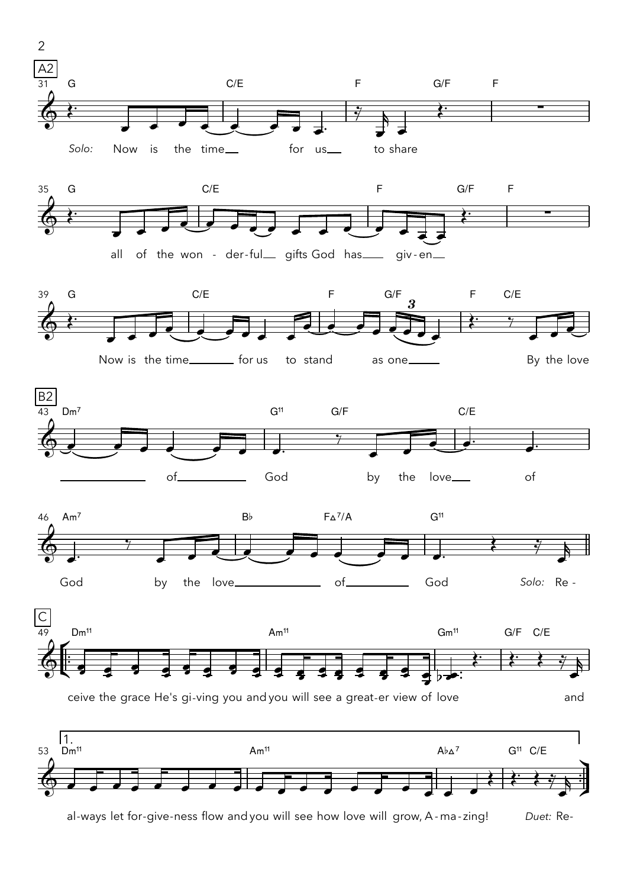**A2**

31 — G | C/E | F | G/F | F

*Solo:* Now is the time for us to share

35 — G | C/E | F | G/F | F

all of the won - der-ful gifts God has giv-en

39 — G | C/E | F | G/F | F | C/E

Now is the time for us to stand as one By the love

**B2**

43 — Dm7 | G11 | G/F | C/E

of God by the love of

46 — Am7 | B♭ | FΔ7/A | G11

God by the love of God *Solo:* Re -

**C**

49 — Dm11 | Am11 | Gm11 | G/F | C/E

ceive the grace He's gi-ving you and you will see a great-er view of love and

**1.**

53 — Dm11 | Am11 | A♭Δ7 | G11 | C/E

al-ways let for-give-ness flow and you will see how love will grow, A - ma - zing! *Duet:* Re-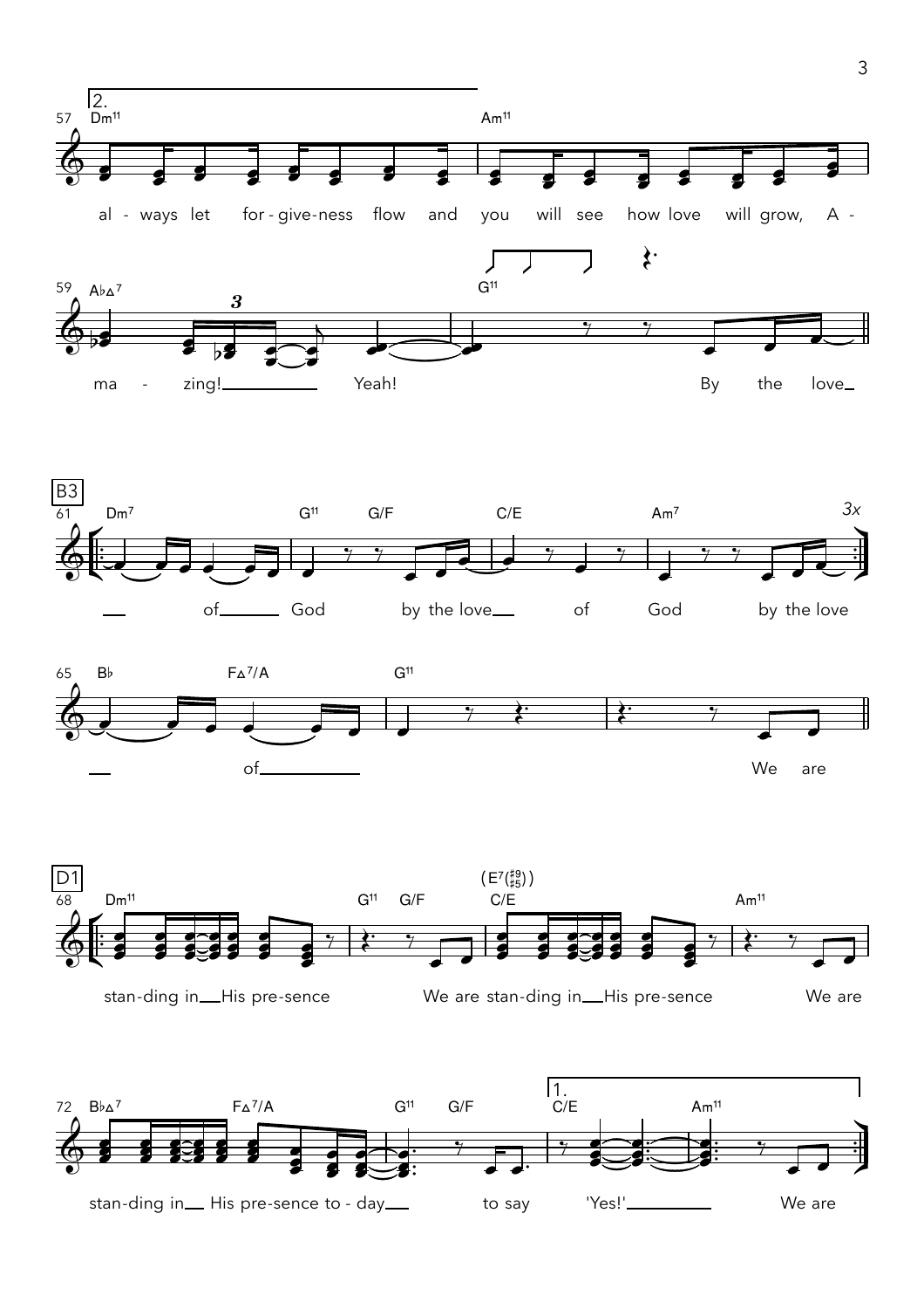57 2. Dm11 Am11

al - ways let for - give-ness flow and you will see how love will grow, A -

59 A♭Δ7 G11

ma - zing! Yeah! By the love

B3

61 Dm7 G11 G/F C/E Am7 3x

of God by the love of God by the love

65 B♭ FΔ7/A G11

of We are

D1

68 Dm11 G11 G/F (E7(♯9 ♯5)) C/E Am11

stan-ding in His pre-sence We are stan-ding in His pre-sence We are

72 B♭Δ7 FΔ7/A G11 G/F 1. C/E Am11

stan-ding in His pre-sence to - day to say 'Yes!' We are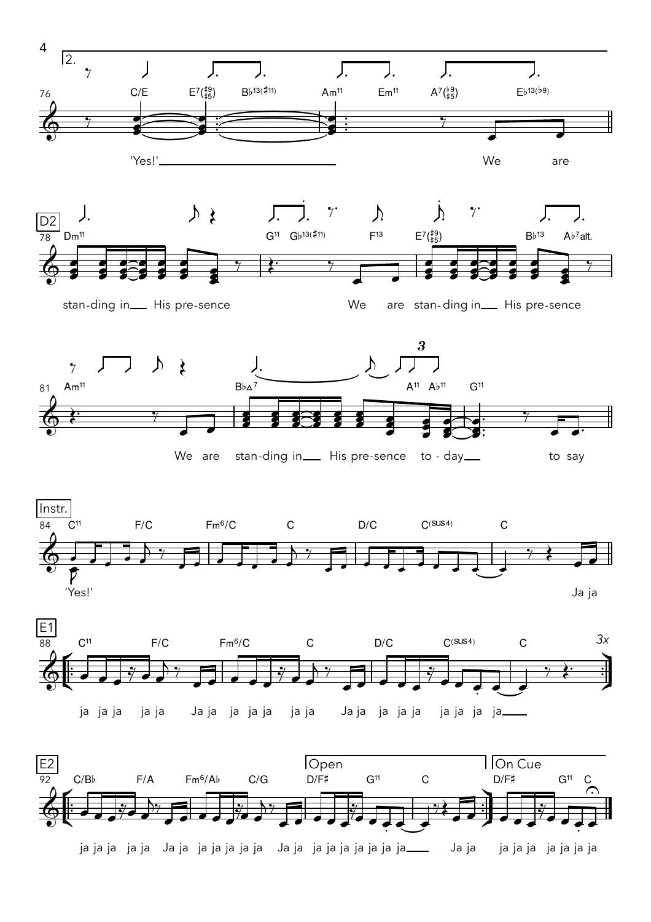2.

76 C/E E7(#9 #5) B♭13(#11) Am11 Em11 A7(♭9 #5) E♭13(♭9)

'Yes!' We are

D2

78 Dm11 G11 G♭13(#11) F13 E7(#9 #5) B♭13 A♭7alt.

stan-ding in His pre-sence We are stan-ding in His pre-sence

81 Am11 B♭Δ7 A11 A♭11 G11

We are stan-ding in His pre-sence to - day to say

Instr.

84 C11 F/C Fm6/C C D/C C(SUS4) C

'Yes!' Ja ja

E1

88 C11 F/C Fm6/C C D/C C(SUS4) C 3x

ja ja ja ja ja Ja ja ja ja ja ja ja Ja ja ja ja ja ja ja ja ja

E2

92 C/B♭ F/A Fm6/A♭ C/G | Open: D/F♯ G11 C | On Cue: D/F♯ G11 C

ja ja ja ja ja Ja ja ja ja ja ja ja Ja ja ja ja ja ja ja ja ja Ja ja ja ja ja ja ja ja ja